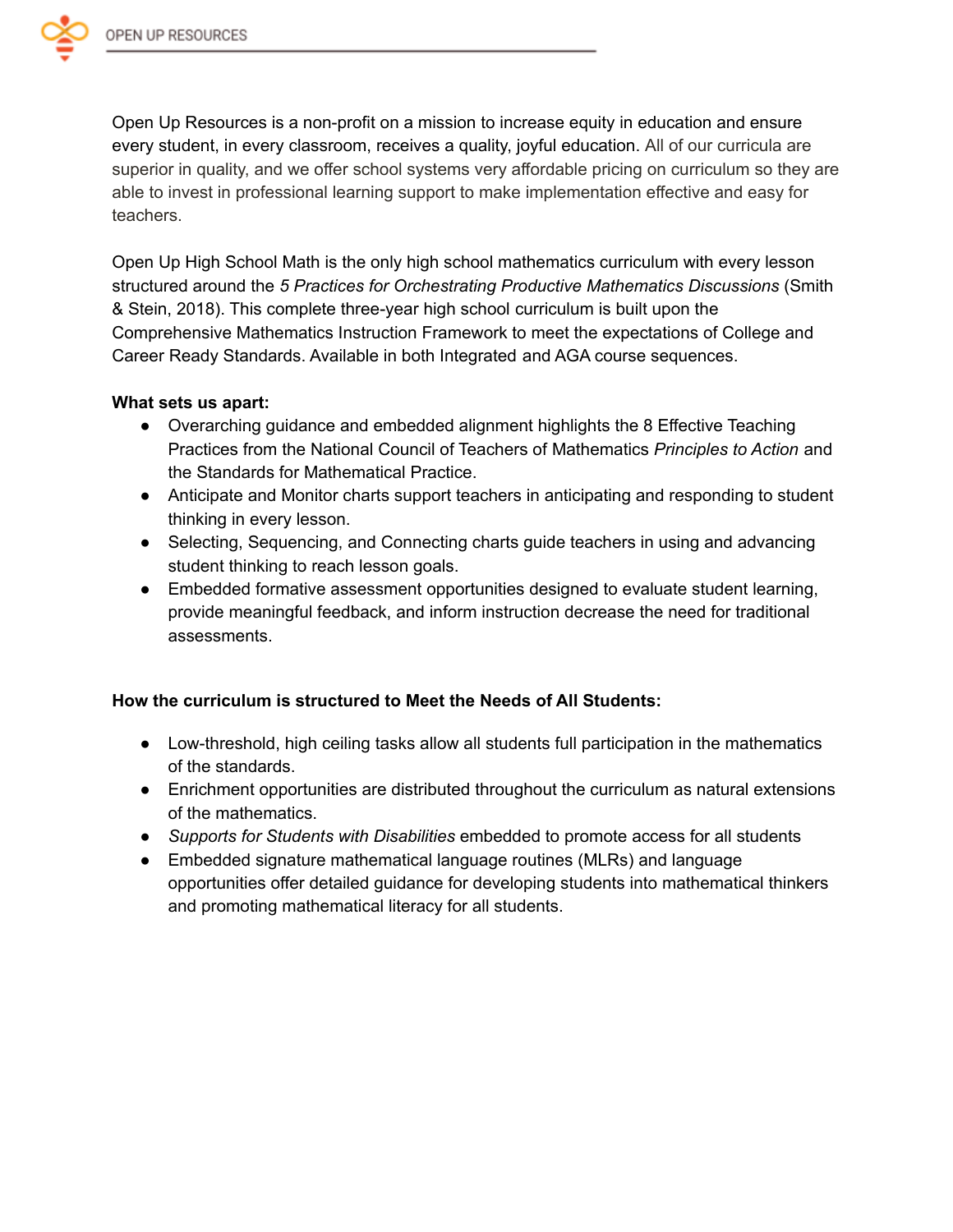Open Up Resources is a non-profit on a mission to increase equity in education and ensure every student, in every classroom, receives a quality, joyful education. All of our curricula are superior in quality, and we offer school systems very affordable pricing on curriculum so they are able to invest in professional learning support to make implementation effective and easy for teachers.

Open Up High School Math is the only high school mathematics curriculum with every lesson structured around the *5 Practices for Orchestrating Productive Mathematics Discussions* (Smith & Stein, 2018). This complete three-year high school curriculum is built upon the Comprehensive Mathematics Instruction Framework to meet the expectations of College and Career Ready Standards. Available in both Integrated and AGA course sequences.

**What sets us apart:**

- Overarching guidance and embedded alignment highlights the 8 Effective Teaching Practices from the National Council of Teachers of Mathematics *Principles to Action* and the Standards for Mathematical Practice.
- Anticipate and Monitor charts support teachers in anticipating and responding to student thinking in every lesson.
- Selecting, Sequencing, and Connecting charts guide teachers in using and advancing student thinking to reach lesson goals.
- Embedded formative assessment opportunities designed to evaluate student learning, provide meaningful feedback, and inform instruction decrease the need for traditional assessments.

**How the curriculum is structured to Meet the Needs of All Students:**

- Low-threshold, high ceiling tasks allow all students full participation in the mathematics of the standards.
- Enrichment opportunities are distributed throughout the curriculum as natural extensions of the mathematics.
- *Supports for Students with Disabilities* embedded to promote access for all students
- Embedded signature mathematical language routines (MLRs) and language opportunities offer detailed guidance for developing students into mathematical thinkers and promoting mathematical literacy for all students.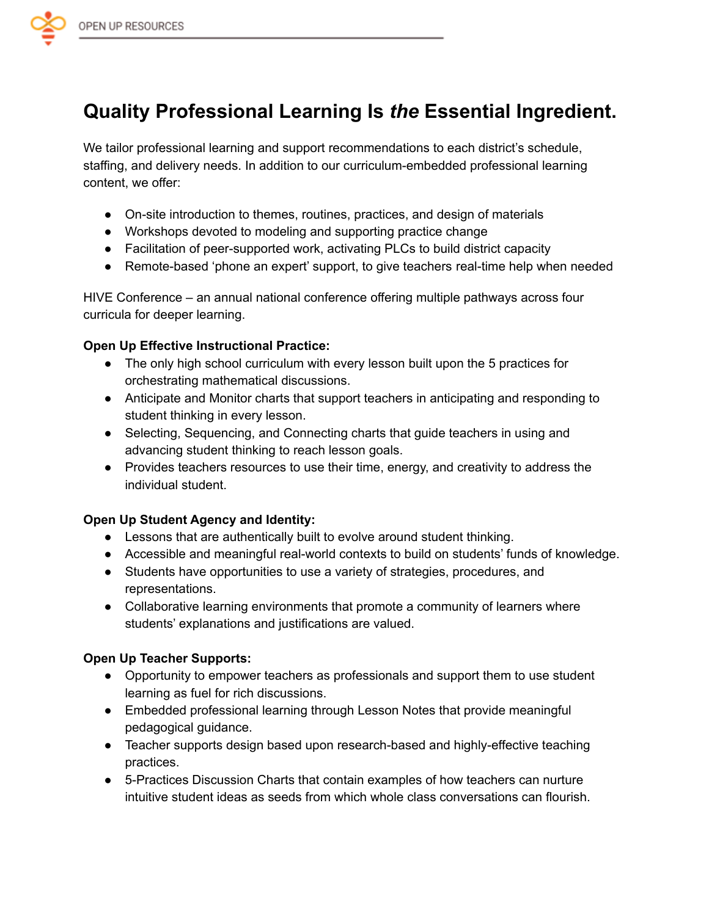# Quality Professional Learning Is *the* Essential Ingredient.

We tailor professional learning and support recommendations to each district's schedule, staffing, and delivery needs. In addition to our curriculum-embedded professional learning content, we offer:

- On-site introduction to themes, routines, practices, and design of materials
- Workshops devoted to modeling and supporting practice change
- Facilitation of peer-supported work, activating PLCs to build district capacity
- Remote-based 'phone an expert' support, to give teachers real-time help when needed

HIVE Conference – an annual national conference offering multiple pathways across four curricula for deeper learning.

**Open Up Effective Instructional Practice:**

- The only high school curriculum with every lesson built upon the 5 practices for orchestrating mathematical discussions.
- Anticipate and Monitor charts that support teachers in anticipating and responding to student thinking in every lesson.
- Selecting, Sequencing, and Connecting charts that guide teachers in using and advancing student thinking to reach lesson goals.
- Provides teachers resources to use their time, energy, and creativity to address the individual student.

**Open Up Student Agency and Identity:**

- Lessons that are authentically built to evolve around student thinking.
- Accessible and meaningful real-world contexts to build on students' funds of knowledge.
- Students have opportunities to use a variety of strategies, procedures, and representations.
- Collaborative learning environments that promote a community of learners where students' explanations and justifications are valued.

**Open Up Teacher Supports:**

- Opportunity to empower teachers as professionals and support them to use student learning as fuel for rich discussions.
- Embedded professional learning through Lesson Notes that provide meaningful pedagogical guidance.
- Teacher supports design based upon research-based and highly-effective teaching practices.
- 5-Practices Discussion Charts that contain examples of how teachers can nurture intuitive student ideas as seeds from which whole class conversations can flourish.